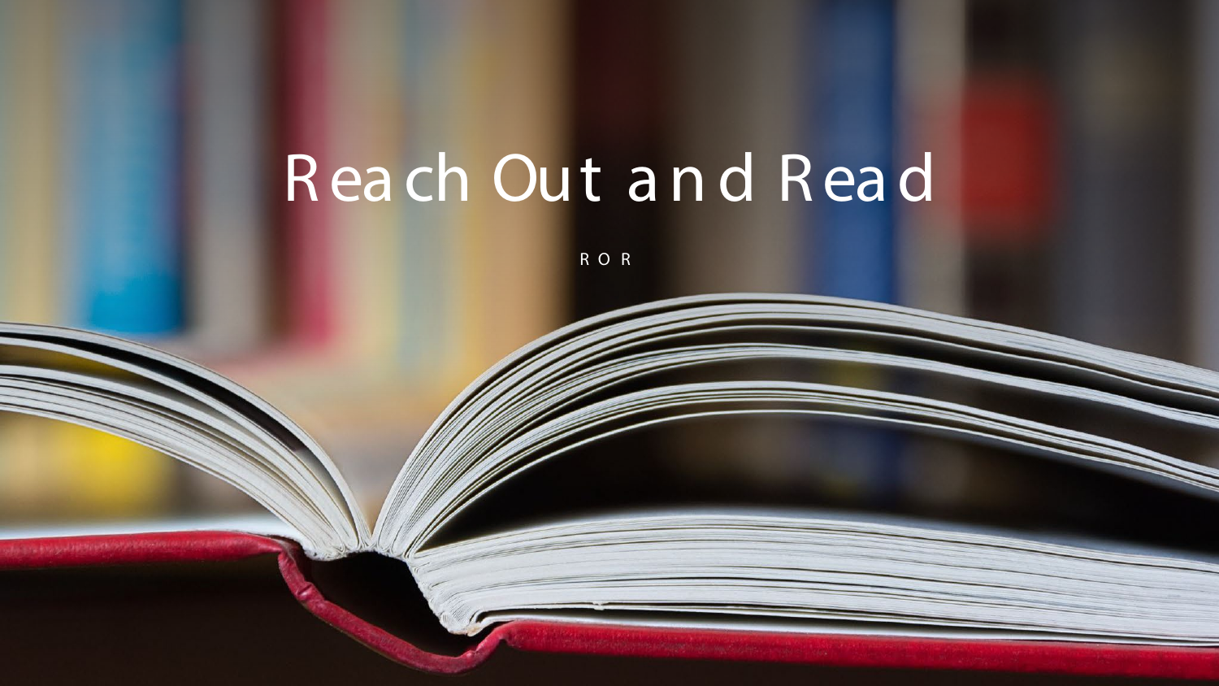# Reach Out and Read

ROR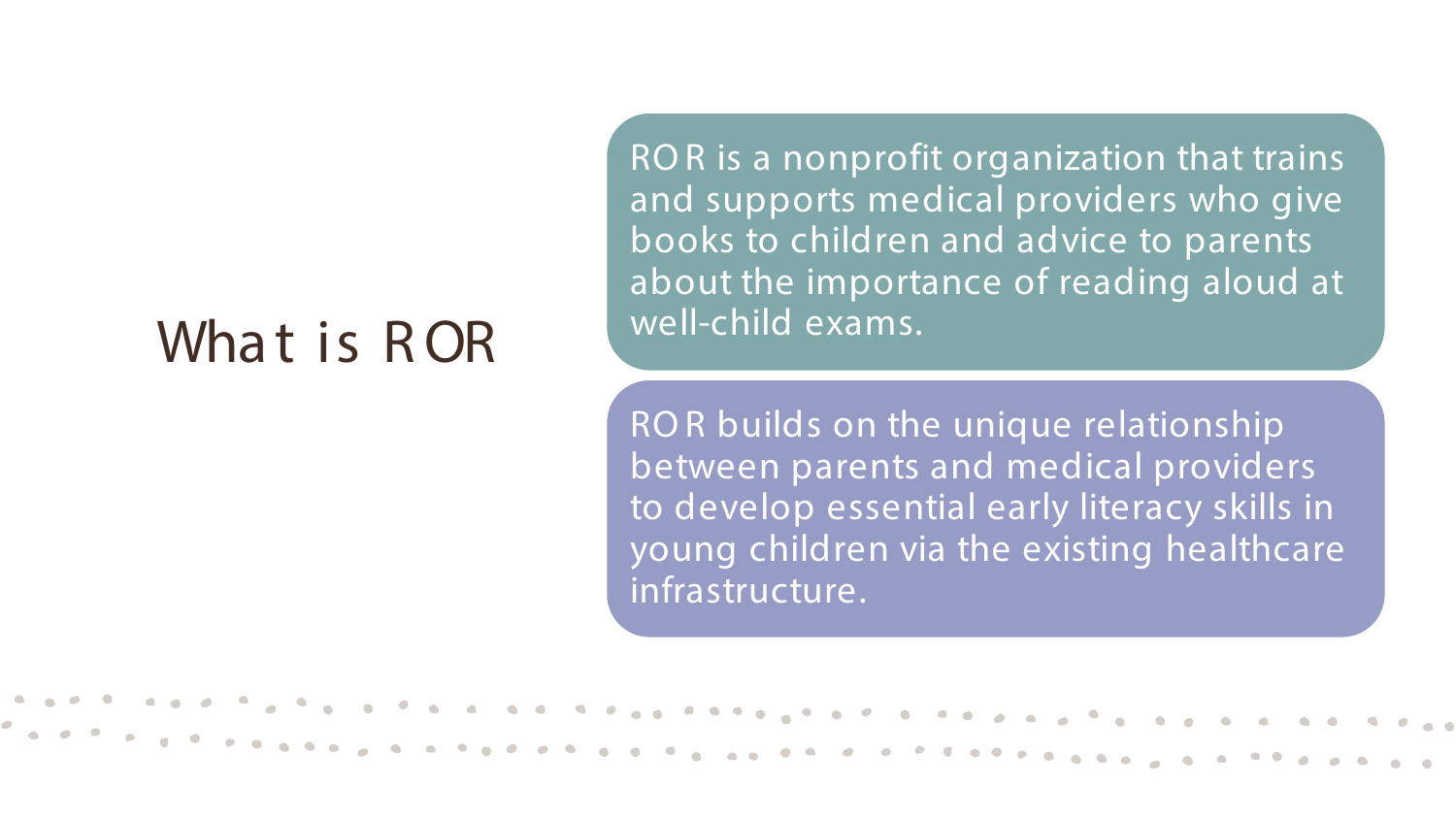# What is ROR

ROR is a nonprofit organization that trains and supports medical providers who give books to children and advice to parents about the importance of reading aloud at well-child exams.

ROR builds on the unique relationship between parents and medical providers to develop essential early literacy skills in young children via the existing healthcare infrastructure.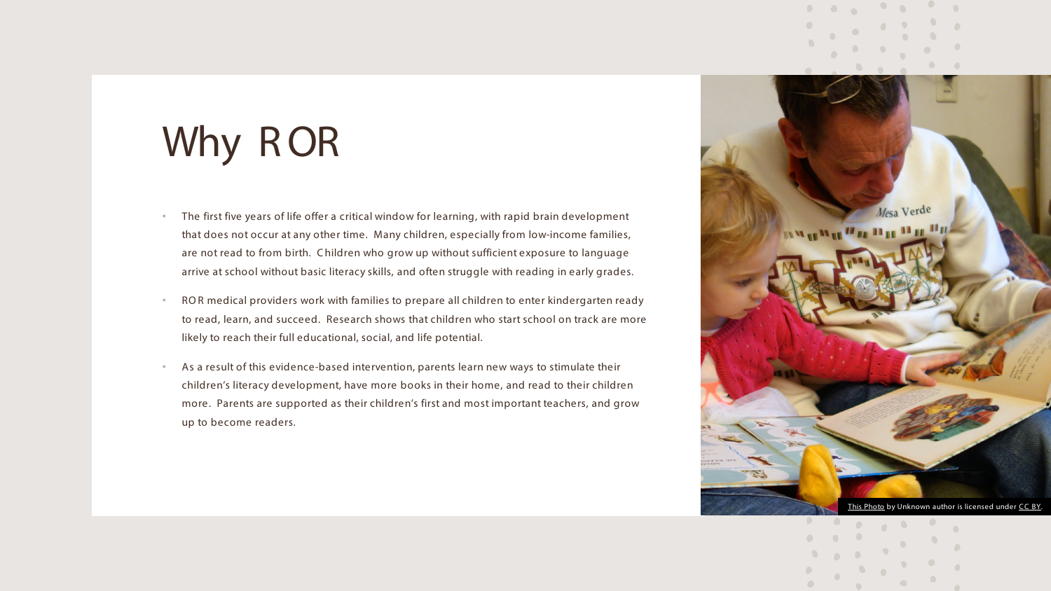# Why ROR

- The first five years of life offer a critical window for learning, with rapid brain development that does not occur at any other time. Many children, especially from low-income families, are not read to from birth. Children who grow up without sufficient exposure to language arrive at school without basic literacy skills, and often struggle with reading in early grades.
- ROR medical providers work with families to prepare all children to enter kindergarten ready to read, learn, and succeed. Research shows that children who start school on track are more likely to reach their full educational, social, and life potential.
- As a result of this evidence-based intervention, parents learn new ways to stimulate their children's literacy development, have more books in their home, and read to their children more. Parents are supported as their children's first and most important teachers, and grow up to become readers.

This Photo by Unknown author is licensed under CC BY.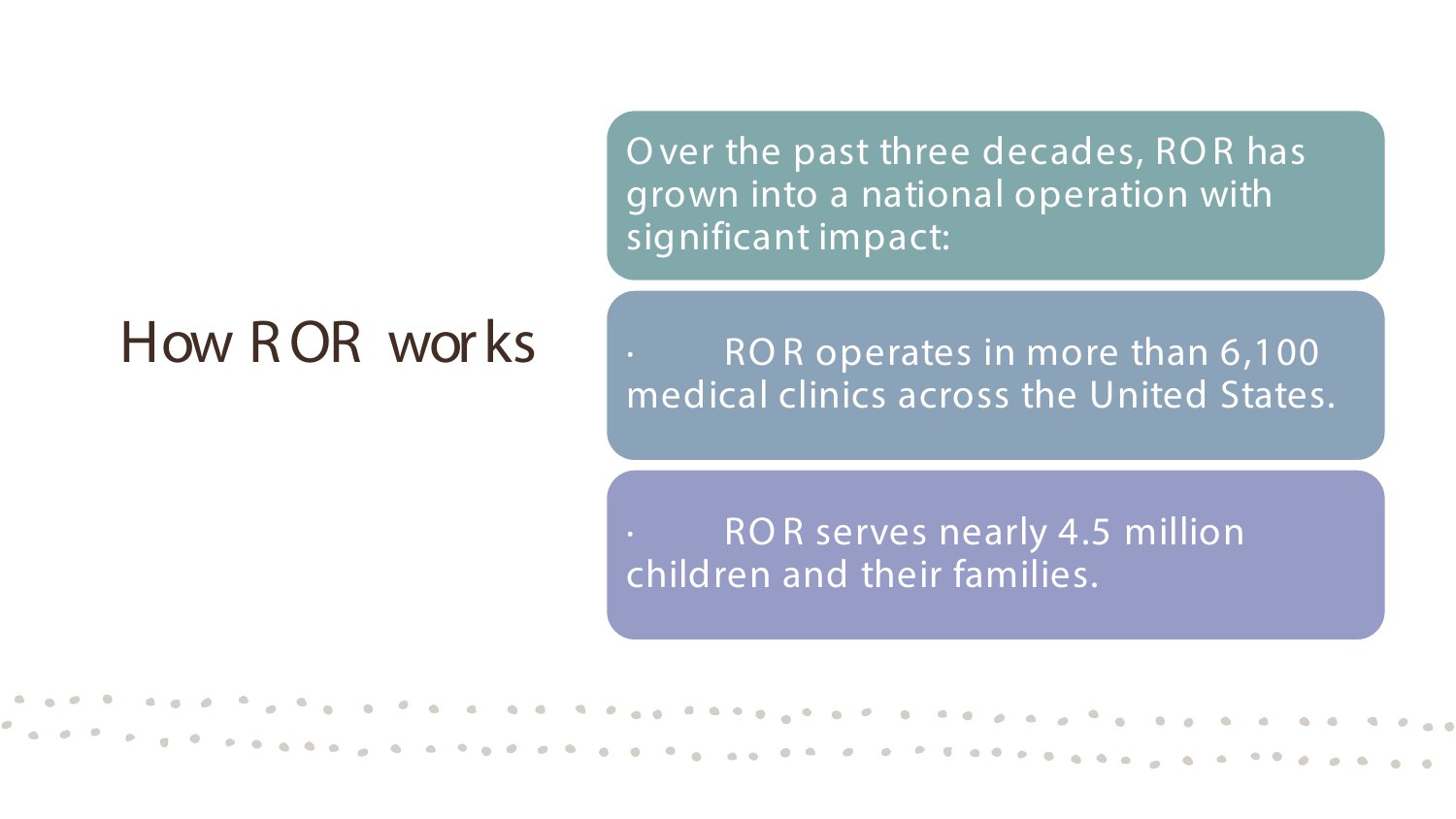# How ROR works

Over the past three decades, ROR has grown into a national operation with significant impact:

- ROR operates in more than 6,100 medical clinics across the United States.
- ROR serves nearly 4.5 million children and their families.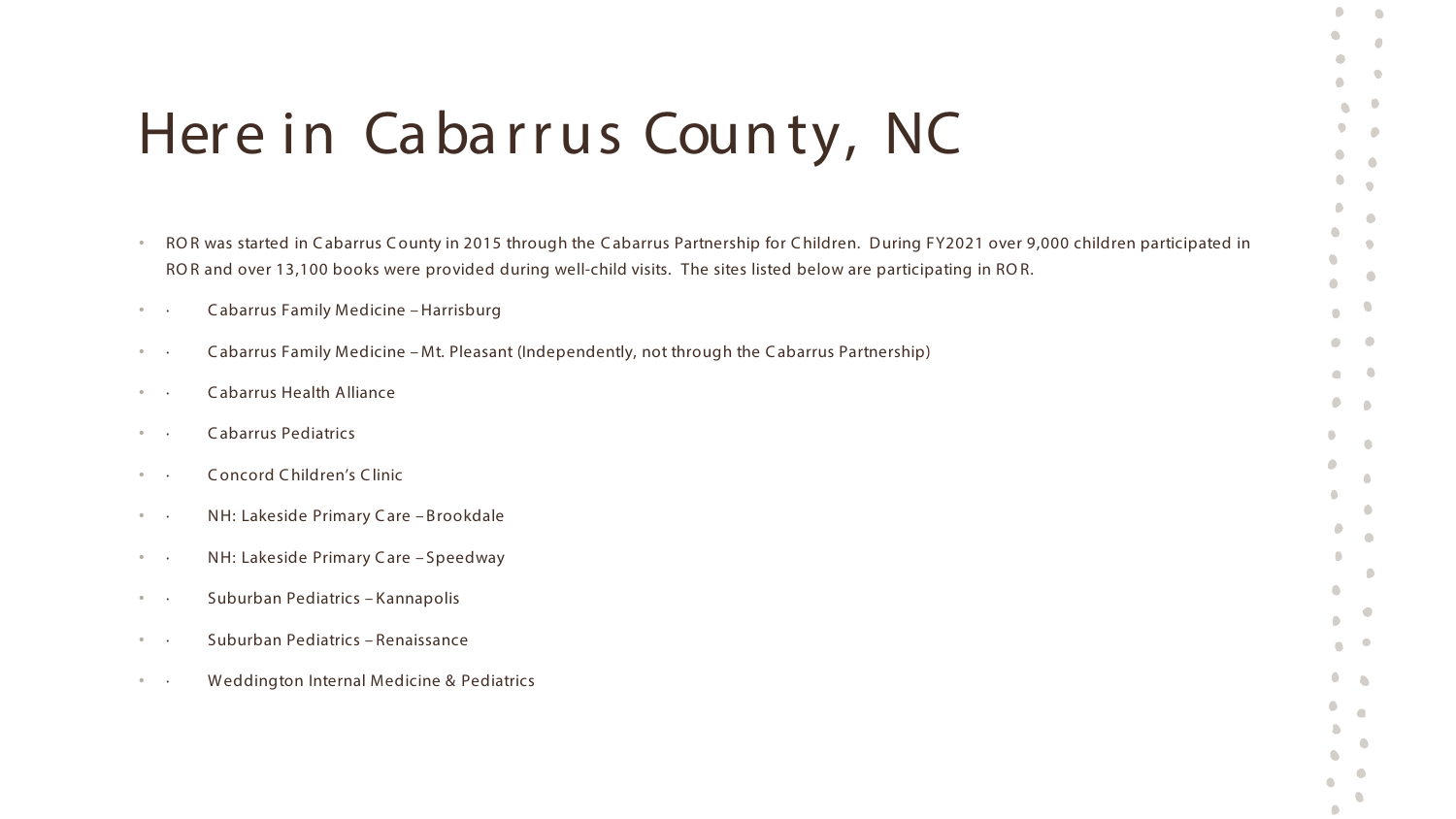# Here in Cabarrus County, NC

- ROR was started in Cabarrus County in 2015 through the Cabarrus Partnership for Children. During FY2021 over 9,000 children participated in ROR and over 13,100 books were provided during well-child visits. The sites listed below are participating in ROR.
- Cabarrus Family Medicine – Harrisburg
- Cabarrus Family Medicine – Mt. Pleasant (Independently, not through the Cabarrus Partnership)
- Cabarrus Health Alliance
- Cabarrus Pediatrics
- Concord Children's Clinic
- NH: Lakeside Primary Care – Brookdale
- NH: Lakeside Primary Care – Speedway
- Suburban Pediatrics – Kannapolis
- Suburban Pediatrics – Renaissance
- Weddington Internal Medicine & Pediatrics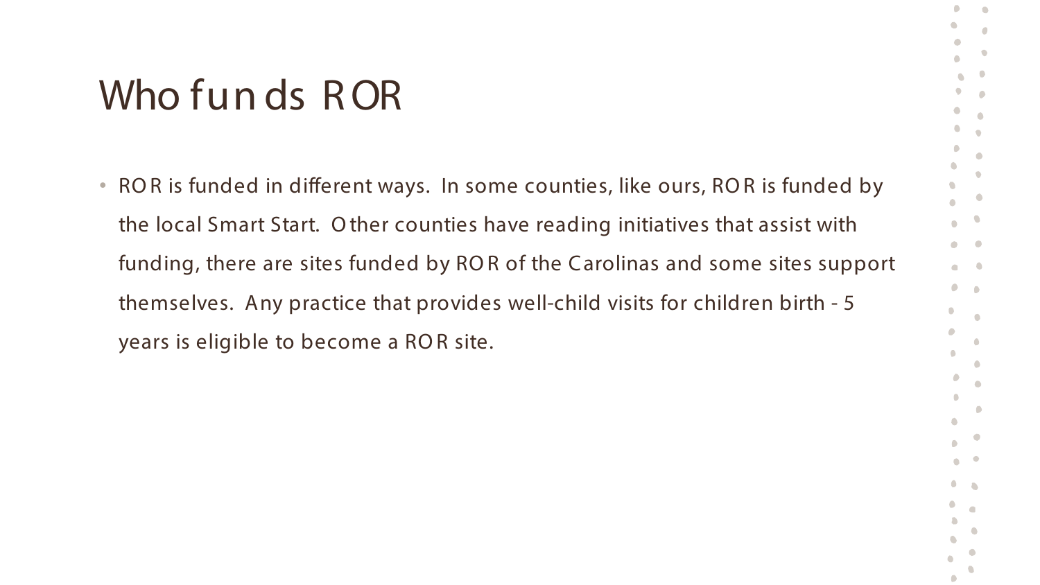# Who funds ROR

- ROR is funded in different ways. In some counties, like ours, ROR is funded by the local Smart Start. Other counties have reading initiatives that assist with funding, there are sites funded by ROR of the Carolinas and some sites support themselves. Any practice that provides well-child visits for children birth - 5 years is eligible to become a ROR site.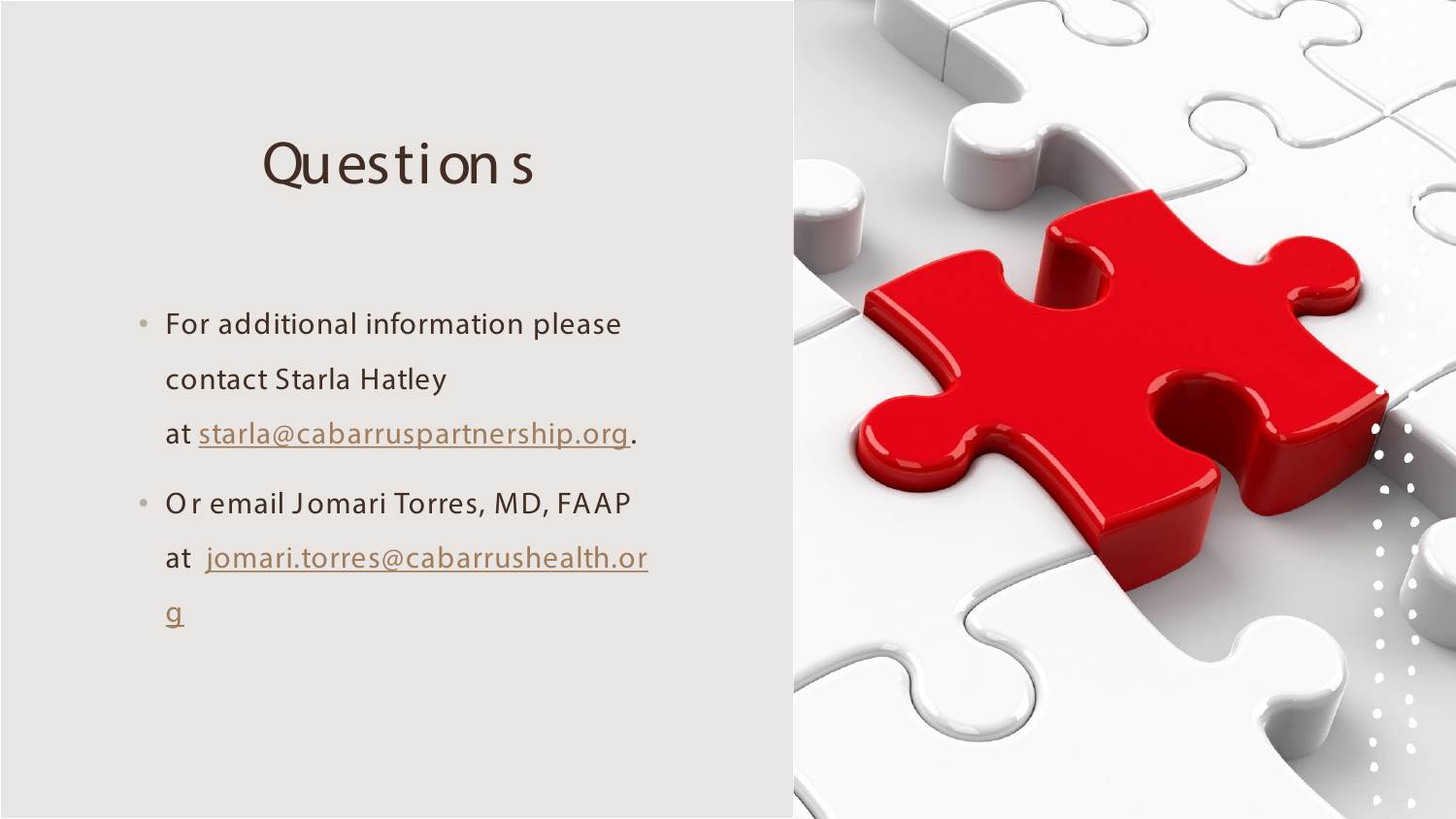# Questions

- For additional information please contact Starla Hatley at starla@cabarruspartnership.org.
- Or email Jomari Torres, MD, FAAP at jomari.torres@cabarrushealth.org